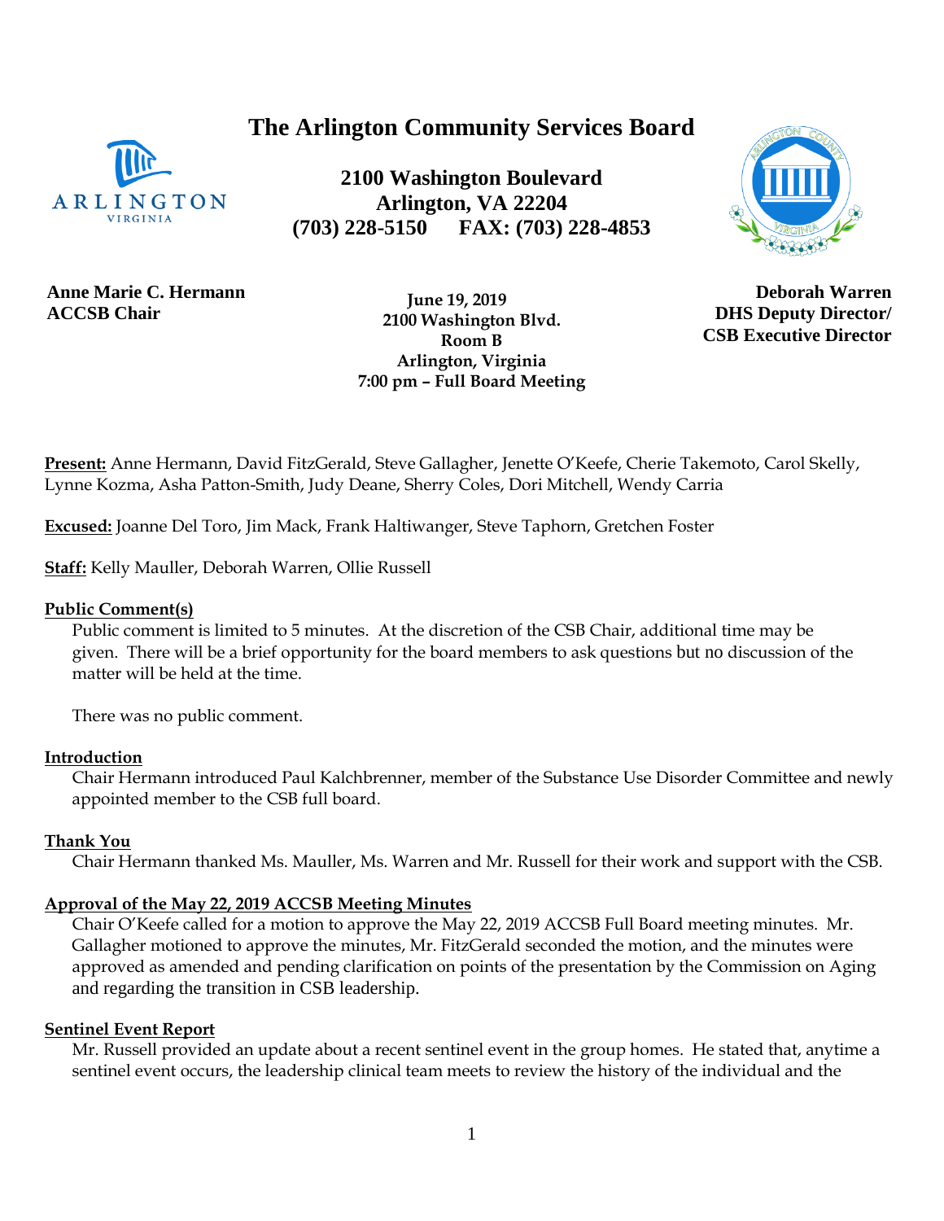# The Arlington Community Services Board

**2100 Washington Boulevard**
**Arlington, VA 22204**
**(703) 228-5150 FAX: (703) 228-4853**

**Anne Marie C. Hermann**
**ACCSB Chair**

**June 19, 2019**
**2100 Washington Blvd.**
**Room B**
**Arlington, Virginia**
**7:00 pm – Full Board Meeting**

**Deborah Warren**
**DHS Deputy Director/**
**CSB Executive Director**

**Present:** Anne Hermann, David FitzGerald, Steve Gallagher, Jenette O'Keefe, Cherie Takemoto, Carol Skelly, Lynne Kozma, Asha Patton-Smith, Judy Deane, Sherry Coles, Dori Mitchell, Wendy Carria

**Excused:** Joanne Del Toro, Jim Mack, Frank Haltiwanger, Steve Taphorn, Gretchen Foster

**Staff:** Kelly Mauller, Deborah Warren, Ollie Russell

### Public Comment(s)

Public comment is limited to 5 minutes. At the discretion of the CSB Chair, additional time may be given. There will be a brief opportunity for the board members to ask questions but no discussion of the matter will be held at the time.

There was no public comment.

### Introduction

Chair Hermann introduced Paul Kalchbrenner, member of the Substance Use Disorder Committee and newly appointed member to the CSB full board.

### Thank You

Chair Hermann thanked Ms. Mauller, Ms. Warren and Mr. Russell for their work and support with the CSB.

### Approval of the May 22, 2019 ACCSB Meeting Minutes

Chair O'Keefe called for a motion to approve the May 22, 2019 ACCSB Full Board meeting minutes. Mr. Gallagher motioned to approve the minutes, Mr. FitzGerald seconded the motion, and the minutes were approved as amended and pending clarification on points of the presentation by the Commission on Aging and regarding the transition in CSB leadership.

### Sentinel Event Report

Mr. Russell provided an update about a recent sentinel event in the group homes. He stated that, anytime a sentinel event occurs, the leadership clinical team meets to review the history of the individual and the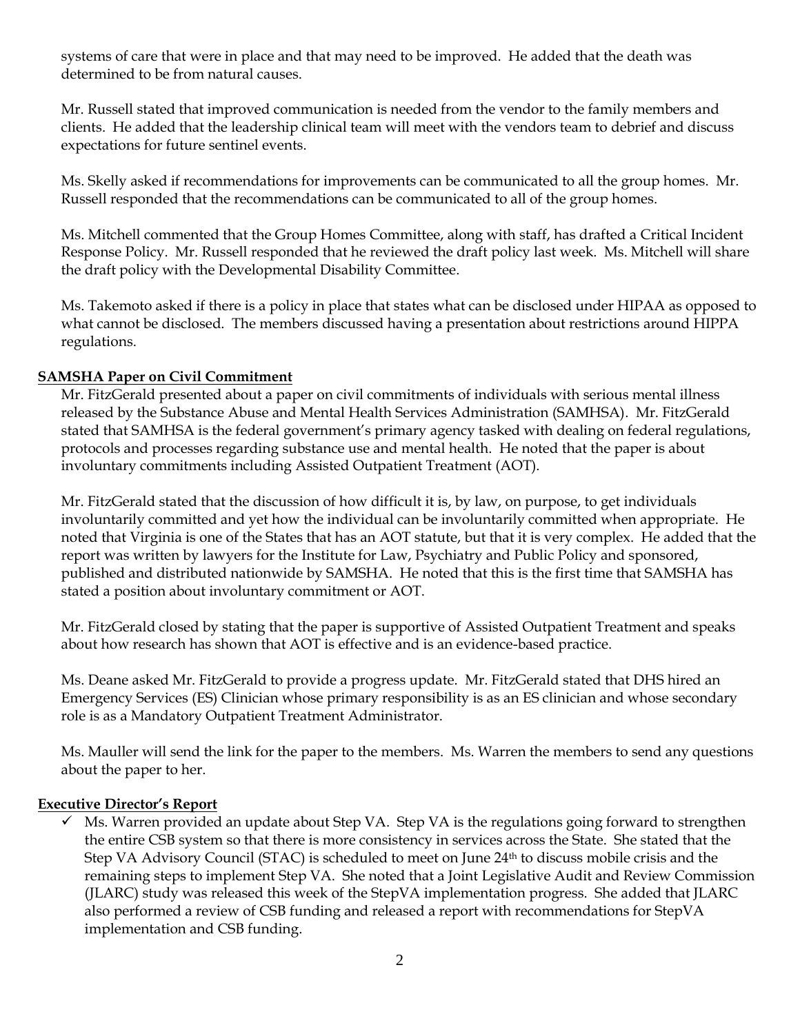systems of care that were in place and that may need to be improved. He added that the death was determined to be from natural causes.

Mr. Russell stated that improved communication is needed from the vendor to the family members and clients. He added that the leadership clinical team will meet with the vendors team to debrief and discuss expectations for future sentinel events.

Ms. Skelly asked if recommendations for improvements can be communicated to all the group homes. Mr. Russell responded that the recommendations can be communicated to all of the group homes.

Ms. Mitchell commented that the Group Homes Committee, along with staff, has drafted a Critical Incident Response Policy. Mr. Russell responded that he reviewed the draft policy last week. Ms. Mitchell will share the draft policy with the Developmental Disability Committee.

Ms. Takemoto asked if there is a policy in place that states what can be disclosed under HIPAA as opposed to what cannot be disclosed. The members discussed having a presentation about restrictions around HIPPA regulations.

**SAMSHA Paper on Civil Commitment**

Mr. FitzGerald presented about a paper on civil commitments of individuals with serious mental illness released by the Substance Abuse and Mental Health Services Administration (SAMHSA). Mr. FitzGerald stated that SAMHSA is the federal government's primary agency tasked with dealing on federal regulations, protocols and processes regarding substance use and mental health. He noted that the paper is about involuntary commitments including Assisted Outpatient Treatment (AOT).

Mr. FitzGerald stated that the discussion of how difficult it is, by law, on purpose, to get individuals involuntarily committed and yet how the individual can be involuntarily committed when appropriate. He noted that Virginia is one of the States that has an AOT statute, but that it is very complex. He added that the report was written by lawyers for the Institute for Law, Psychiatry and Public Policy and sponsored, published and distributed nationwide by SAMSHA. He noted that this is the first time that SAMSHA has stated a position about involuntary commitment or AOT.

Mr. FitzGerald closed by stating that the paper is supportive of Assisted Outpatient Treatment and speaks about how research has shown that AOT is effective and is an evidence-based practice.

Ms. Deane asked Mr. FitzGerald to provide a progress update. Mr. FitzGerald stated that DHS hired an Emergency Services (ES) Clinician whose primary responsibility is as an ES clinician and whose secondary role is as a Mandatory Outpatient Treatment Administrator.

Ms. Mauller will send the link for the paper to the members. Ms. Warren the members to send any questions about the paper to her.

**Executive Director's Report**

- ✓ Ms. Warren provided an update about Step VA. Step VA is the regulations going forward to strengthen the entire CSB system so that there is more consistency in services across the State. She stated that the Step VA Advisory Council (STAC) is scheduled to meet on June 24th to discuss mobile crisis and the remaining steps to implement Step VA. She noted that a Joint Legislative Audit and Review Commission (JLARC) study was released this week of the StepVA implementation progress. She added that JLARC also performed a review of CSB funding and released a report with recommendations for StepVA implementation and CSB funding.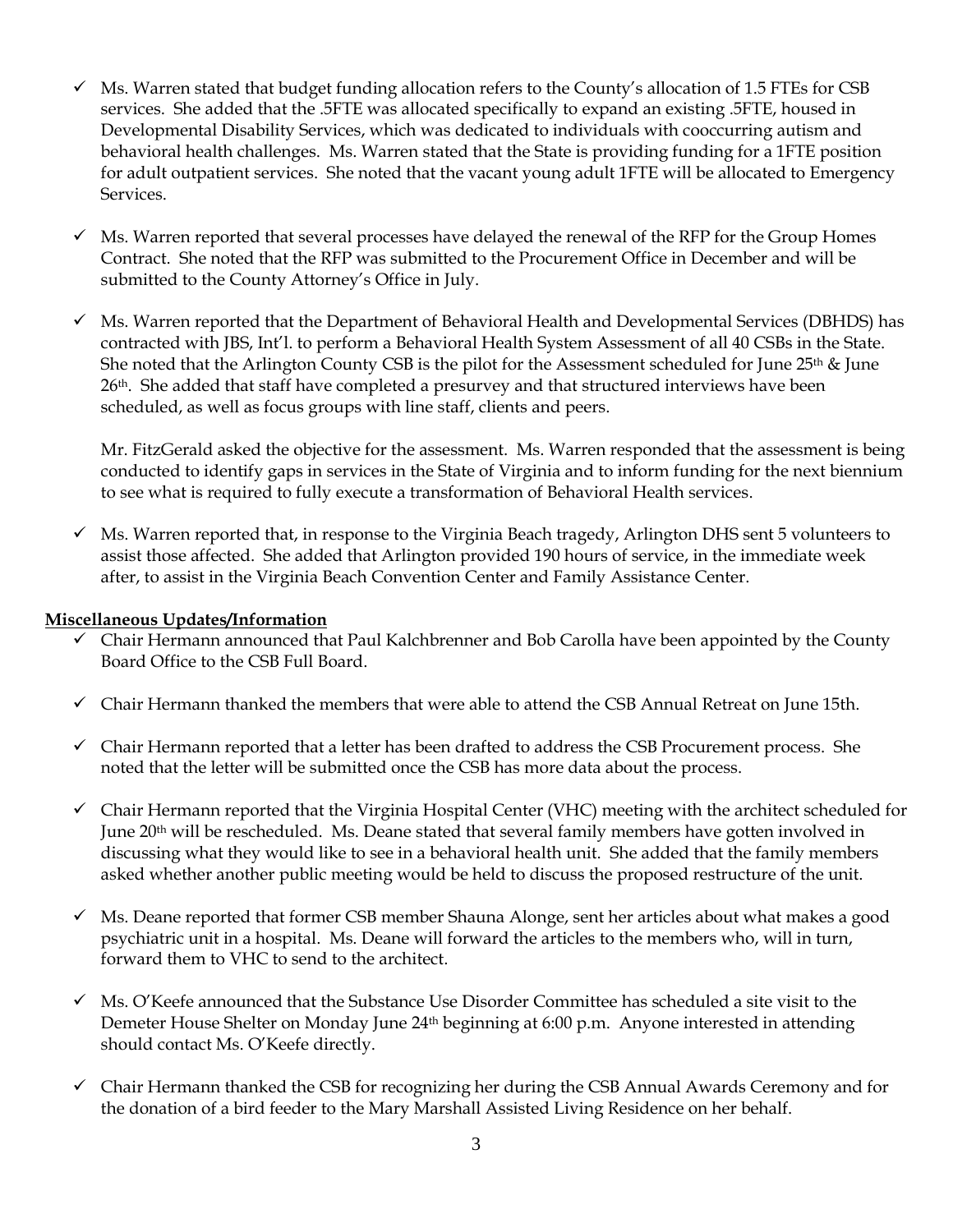- ✓ Ms. Warren stated that budget funding allocation refers to the County's allocation of 1.5 FTEs for CSB services. She added that the .5FTE was allocated specifically to expand an existing .5FTE, housed in Developmental Disability Services, which was dedicated to individuals with cooccurring autism and behavioral health challenges. Ms. Warren stated that the State is providing funding for a 1FTE position for adult outpatient services. She noted that the vacant young adult 1FTE will be allocated to Emergency Services.

- ✓ Ms. Warren reported that several processes have delayed the renewal of the RFP for the Group Homes Contract. She noted that the RFP was submitted to the Procurement Office in December and will be submitted to the County Attorney's Office in July.

- ✓ Ms. Warren reported that the Department of Behavioral Health and Developmental Services (DBHDS) has contracted with JBS, Int'l. to perform a Behavioral Health System Assessment of all 40 CSBs in the State. She noted that the Arlington County CSB is the pilot for the Assessment scheduled for June 25th & June 26th. She added that staff have completed a presurvey and that structured interviews have been scheduled, as well as focus groups with line staff, clients and peers.

  Mr. FitzGerald asked the objective for the assessment. Ms. Warren responded that the assessment is being conducted to identify gaps in services in the State of Virginia and to inform funding for the next biennium to see what is required to fully execute a transformation of Behavioral Health services.

- ✓ Ms. Warren reported that, in response to the Virginia Beach tragedy, Arlington DHS sent 5 volunteers to assist those affected. She added that Arlington provided 190 hours of service, in the immediate week after, to assist in the Virginia Beach Convention Center and Family Assistance Center.

**Miscellaneous Updates/Information**

- ✓ Chair Hermann announced that Paul Kalchbrenner and Bob Carolla have been appointed by the County Board Office to the CSB Full Board.

- ✓ Chair Hermann thanked the members that were able to attend the CSB Annual Retreat on June 15th.

- ✓ Chair Hermann reported that a letter has been drafted to address the CSB Procurement process. She noted that the letter will be submitted once the CSB has more data about the process.

- ✓ Chair Hermann reported that the Virginia Hospital Center (VHC) meeting with the architect scheduled for June 20th will be rescheduled. Ms. Deane stated that several family members have gotten involved in discussing what they would like to see in a behavioral health unit. She added that the family members asked whether another public meeting would be held to discuss the proposed restructure of the unit.

- ✓ Ms. Deane reported that former CSB member Shauna Alonge, sent her articles about what makes a good psychiatric unit in a hospital. Ms. Deane will forward the articles to the members who, will in turn, forward them to VHC to send to the architect.

- ✓ Ms. O'Keefe announced that the Substance Use Disorder Committee has scheduled a site visit to the Demeter House Shelter on Monday June 24th beginning at 6:00 p.m. Anyone interested in attending should contact Ms. O'Keefe directly.

- ✓ Chair Hermann thanked the CSB for recognizing her during the CSB Annual Awards Ceremony and for the donation of a bird feeder to the Mary Marshall Assisted Living Residence on her behalf.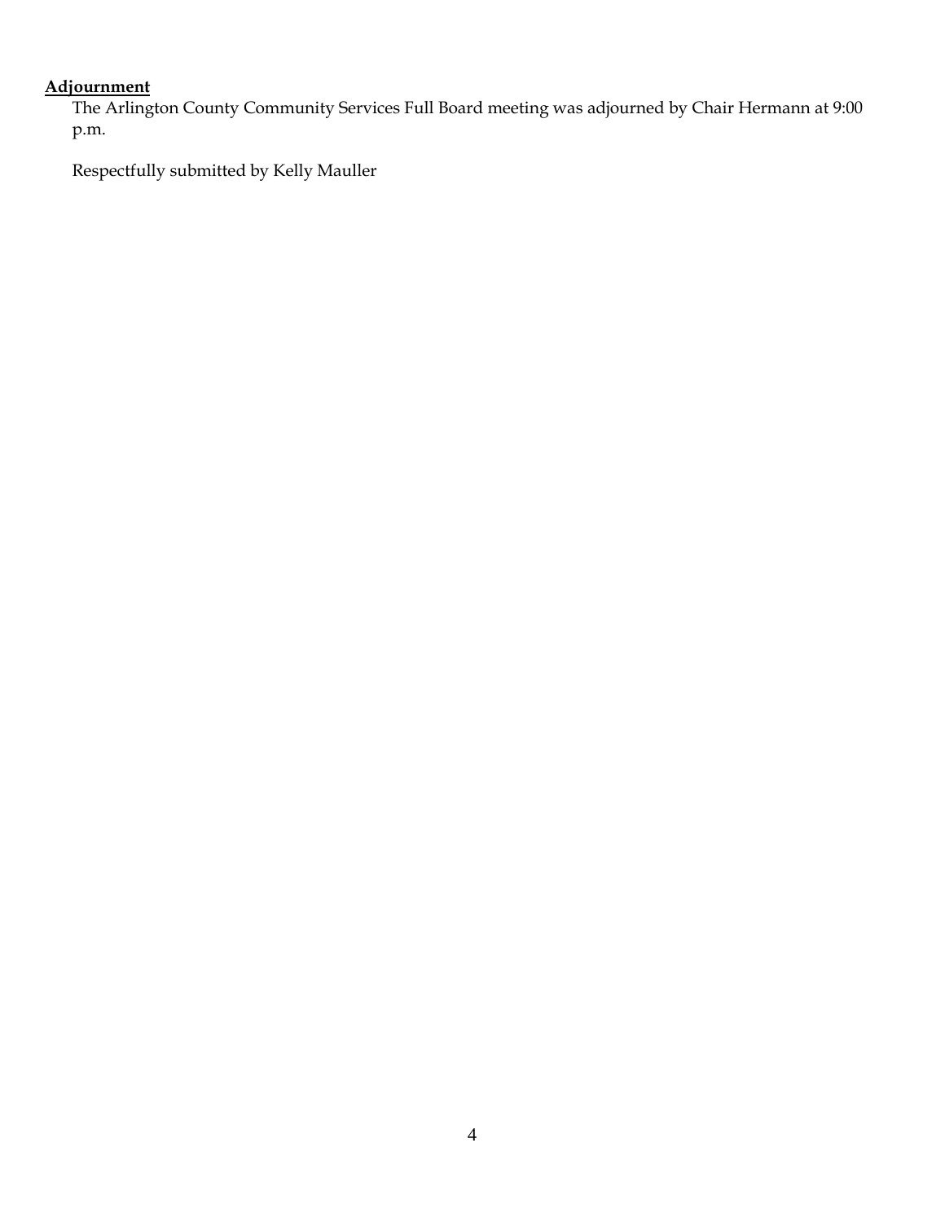**<u>Adjournment</u>**

The Arlington County Community Services Full Board meeting was adjourned by Chair Hermann at 9:00 p.m.

Respectfully submitted by Kelly Mauller